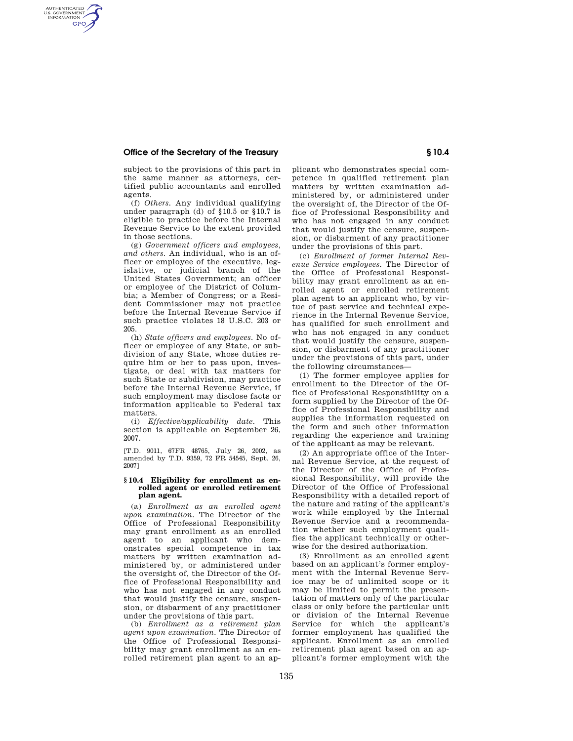subject to the provisions of this part in the same manner as attorneys, certified public accountants and enrolled agents.

(f) *Others.* Any individual qualifying under paragraph (d) of §10.5 or §10.7 is eligible to practice before the Internal Revenue Service to the extent provided in those sections.

(g) *Government officers and employees, and others.* An individual, who is an officer or employee of the executive, legislative, or judicial branch of the United States Government; an officer or employee of the District of Columbia; a Member of Congress; or a Resident Commissioner may not practice before the Internal Revenue Service if such practice violates 18 U.S.C. 203 or 205.

(h) *State officers and employees.* No officer or employee of any State, or subdivision of any State, whose duties require him or her to pass upon, investigate, or deal with tax matters for such State or subdivision, may practice before the Internal Revenue Service, if such employment may disclose facts or information applicable to Federal tax matters.

(i) *Effective/applicability date.* This section is applicable on September 26, 2007.

[T.D. 9011, 67 FR 48765, July 26, 2002, as amended by T.D. 9359, 72 FR 54545, Sept. 26, 2007]

### § 10.4 Eligibility for enrollment as enrolled agent or enrolled retirement plan agent.

(a) *Enrollment as an enrolled agent upon examination.* The Director of the Office of Professional Responsibility may grant enrollment as an enrolled agent to an applicant who demonstrates special competence in tax matters by written examination administered by, or administered under the oversight of, the Director of the Office of Professional Responsibility and who has not engaged in any conduct that would justify the censure, suspension, or disbarment of any practitioner under the provisions of this part.

(b) *Enrollment as a retirement plan agent upon examination.* The Director of the Office of Professional Responsibility may grant enrollment as an enrolled retirement plan agent to an applicant who demonstrates special competence in qualified retirement plan matters by written examination administered by, or administered under the oversight of, the Director of the Office of Professional Responsibility and who has not engaged in any conduct that would justify the censure, suspension, or disbarment of any practitioner under the provisions of this part.

(c) *Enrollment of former Internal Revenue Service employees.* The Director of the Office of Professional Responsibility may grant enrollment as an enrolled agent or enrolled retirement plan agent to an applicant who, by virtue of past service and technical experience in the Internal Revenue Service, has qualified for such enrollment and who has not engaged in any conduct that would justify the censure, suspension, or disbarment of any practitioner under the provisions of this part, under the following circumstances—

(1) The former employee applies for enrollment to the Director of the Office of Professional Responsibility on a form supplied by the Director of the Office of Professional Responsibility and supplies the information requested on the form and such other information regarding the experience and training of the applicant as may be relevant.

(2) An appropriate office of the Internal Revenue Service, at the request of the Director of the Office of Professional Responsibility, will provide the Director of the Office of Professional Responsibility with a detailed report of the nature and rating of the applicant's work while employed by the Internal Revenue Service and a recommendation whether such employment qualifies the applicant technically or otherwise for the desired authorization.

(3) Enrollment as an enrolled agent based on an applicant's former employment with the Internal Revenue Service may be of unlimited scope or it may be limited to permit the presentation of matters only of the particular class or only before the particular unit or division of the Internal Revenue Service for which the applicant's former employment has qualified the applicant. Enrollment as an enrolled retirement plan agent based on an applicant's former employment with the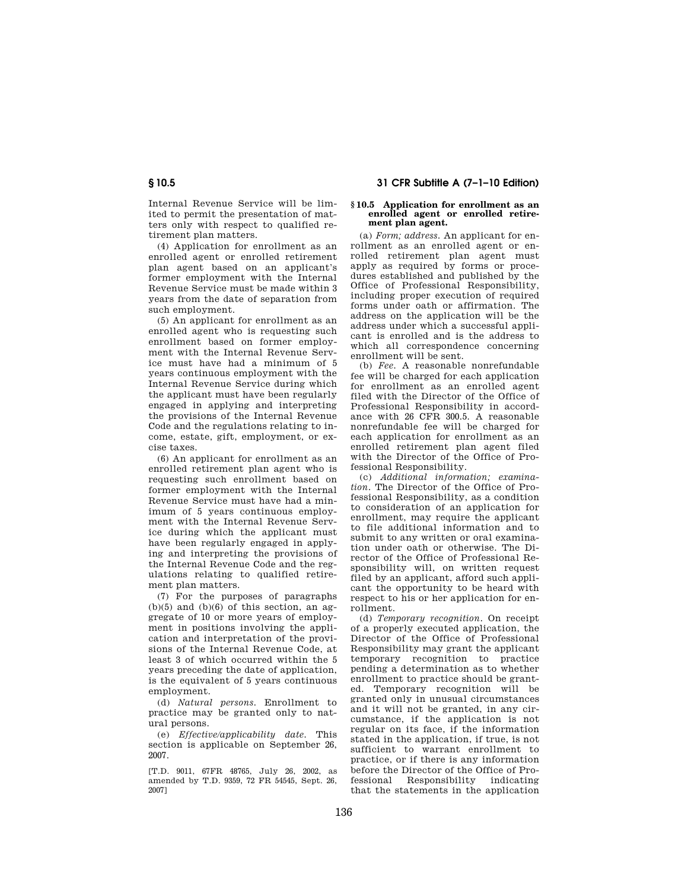Internal Revenue Service will be limited to permit the presentation of matters only with respect to qualified retirement plan matters.

(4) Application for enrollment as an enrolled agent or enrolled retirement plan agent based on an applicant's former employment with the Internal Revenue Service must be made within 3 years from the date of separation from such employment.

(5) An applicant for enrollment as an enrolled agent who is requesting such enrollment based on former employment with the Internal Revenue Service must have had a minimum of 5 years continuous employment with the Internal Revenue Service during which the applicant must have been regularly engaged in applying and interpreting the provisions of the Internal Revenue Code and the regulations relating to income, estate, gift, employment, or excise taxes.

(6) An applicant for enrollment as an enrolled retirement plan agent who is requesting such enrollment based on former employment with the Internal Revenue Service must have had a minimum of 5 years continuous employment with the Internal Revenue Service during which the applicant must have been regularly engaged in applying and interpreting the provisions of the Internal Revenue Code and the regulations relating to qualified retirement plan matters.

(7) For the purposes of paragraphs (b)(5) and (b)(6) of this section, an aggregate of 10 or more years of employment in positions involving the application and interpretation of the provisions of the Internal Revenue Code, at least 3 of which occurred within the 5 years preceding the date of application, is the equivalent of 5 years continuous employment.

(d) *Natural persons.* Enrollment to practice may be granted only to natural persons.

(e) *Effective/applicability date.* This section is applicable on September 26, 2007.

[T.D. 9011, 67FR 48765, July 26, 2002, as amended by T.D. 9359, 72 FR 54545, Sept. 26, 2007]

## § 10.5 Application for enrollment as an enrolled agent or enrolled retirement plan agent.

(a) *Form; address.* An applicant for enrollment as an enrolled agent or enrolled retirement plan agent must apply as required by forms or procedures established and published by the Office of Professional Responsibility, including proper execution of required forms under oath or affirmation. The address on the application will be the address under which a successful applicant is enrolled and is the address to which all correspondence concerning enrollment will be sent.

(b) *Fee.* A reasonable nonrefundable fee will be charged for each application for enrollment as an enrolled agent filed with the Director of the Office of Professional Responsibility in accordance with 26 CFR 300.5. A reasonable nonrefundable fee will be charged for each application for enrollment as an enrolled retirement plan agent filed with the Director of the Office of Professional Responsibility.

(c) *Additional information; examination.* The Director of the Office of Professional Responsibility, as a condition to consideration of an application for enrollment, may require the applicant to file additional information and to submit to any written or oral examination under oath or otherwise. The Director of the Office of Professional Responsibility will, on written request filed by an applicant, afford such applicant the opportunity to be heard with respect to his or her application for enrollment.

(d) *Temporary recognition.* On receipt of a properly executed application, the Director of the Office of Professional Responsibility may grant the applicant temporary recognition to practice pending a determination as to whether enrollment to practice should be granted. Temporary recognition will be granted only in unusual circumstances and it will not be granted, in any circumstance, if the application is not regular on its face, if the information stated in the application, if true, is not sufficient to warrant enrollment to practice, or if there is any information before the Director of the Office of Professional Responsibility indicating that the statements in the application